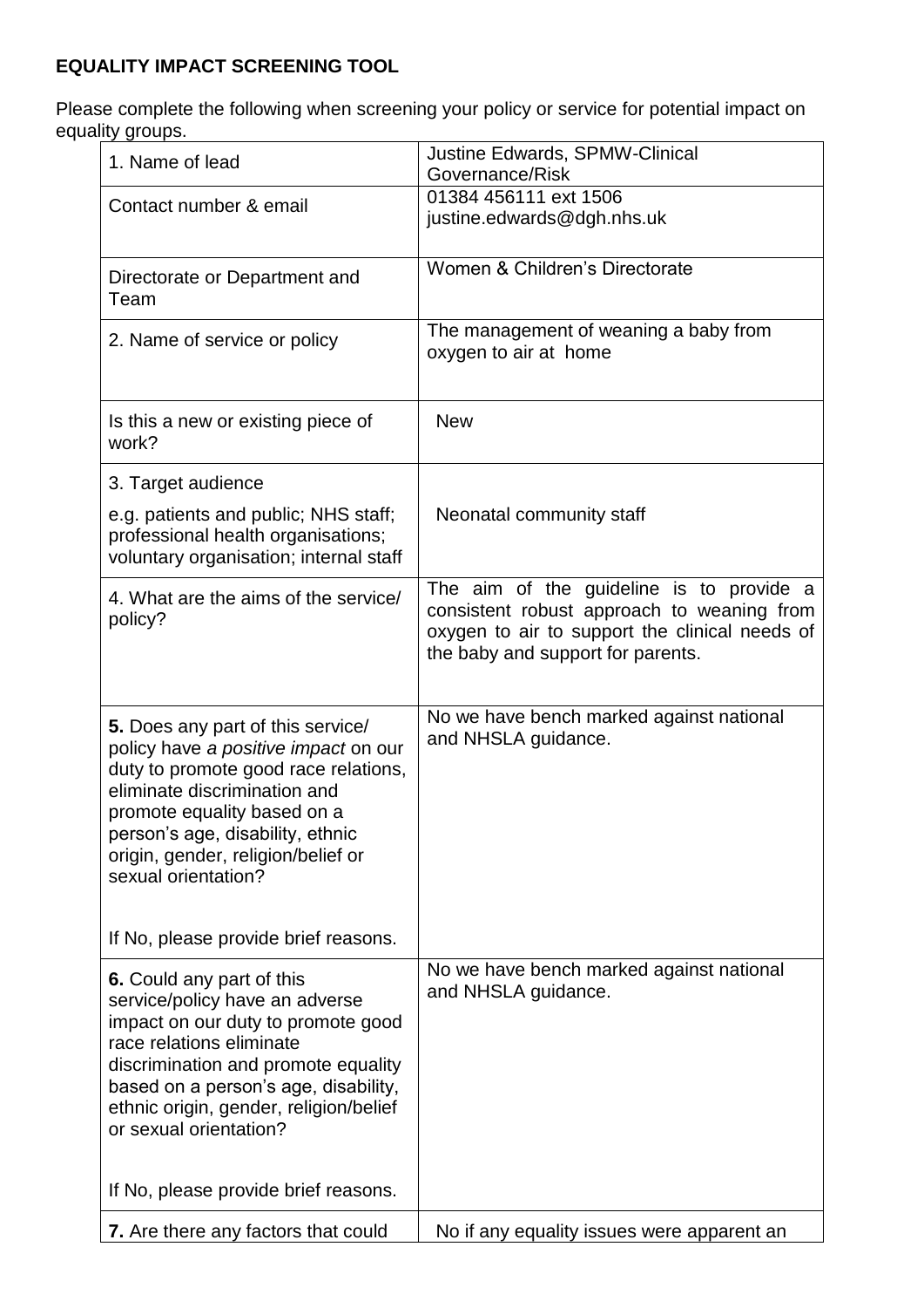**EQUALITY IMPACT SCREENING TOOL**

Please complete the following when screening your policy or service for potential impact on equality groups.

| | |
|---|---|
| 1. Name of lead | Justine Edwards, SPMW-Clinical Governance/Risk |
| Contact number & email | 01384 456111 ext 1506<br>justine.edwards@dgh.nhs.uk |
| Directorate or Department and Team | Women & Children's Directorate |
| 2. Name of service or policy | The management of weaning a baby from oxygen to air at home |
| Is this a new or existing piece of work? | New |
| 3. Target audience<br>e.g. patients and public; NHS staff; professional health organisations; voluntary organisation; internal staff | Neonatal community staff |
| 4. What are the aims of the service/ policy? | The aim of the guideline is to provide a consistent robust approach to weaning from oxygen to air to support the clinical needs of the baby and support for parents. |
| **5.** Does any part of this service/ policy have *a positive impact* on our duty to promote good race relations, eliminate discrimination and promote equality based on a person's age, disability, ethnic origin, gender, religion/belief or sexual orientation?<br><br>If No, please provide brief reasons. | No we have bench marked against national and NHSLA guidance. |
| **6.** Could any part of this service/policy have an adverse impact on our duty to promote good race relations eliminate discrimination and promote equality based on a person's age, disability, ethnic origin, gender, religion/belief or sexual orientation?<br><br>If No, please provide brief reasons. | No we have bench marked against national and NHSLA guidance. |
| **7.** Are there any factors that could | No if any equality issues were apparent an |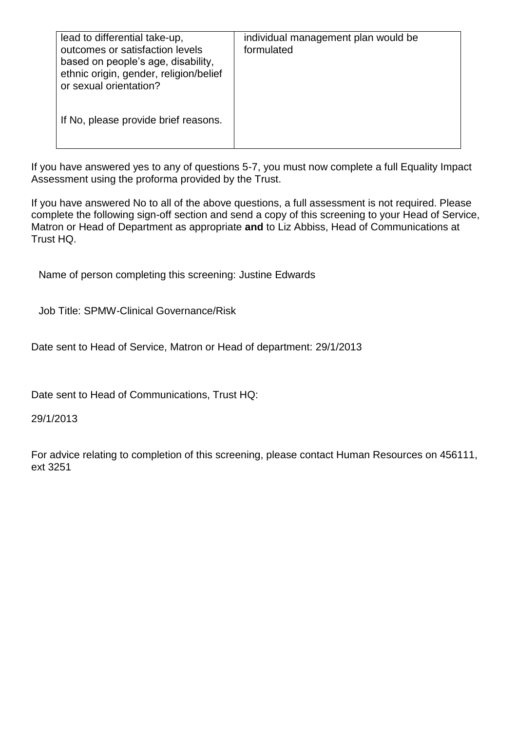| | |
|---|---|
| lead to differential take-up, outcomes or satisfaction levels based on people's age, disability, ethnic origin, gender, religion/belief or sexual orientation?<br><br>If No, please provide brief reasons. | individual management plan would be formulated |

If you have answered yes to any of questions 5-7, you must now complete a full Equality Impact Assessment using the proforma provided by the Trust.

If you have answered No to all of the above questions, a full assessment is not required. Please complete the following sign-off section and send a copy of this screening to your Head of Service, Matron or Head of Department as appropriate **and** to Liz Abbiss, Head of Communications at Trust HQ.

Name of person completing this screening: Justine Edwards

Job Title: SPMW-Clinical Governance/Risk

Date sent to Head of Service, Matron or Head of department: 29/1/2013

Date sent to Head of Communications, Trust HQ:

29/1/2013

For advice relating to completion of this screening, please contact Human Resources on 456111, ext 3251